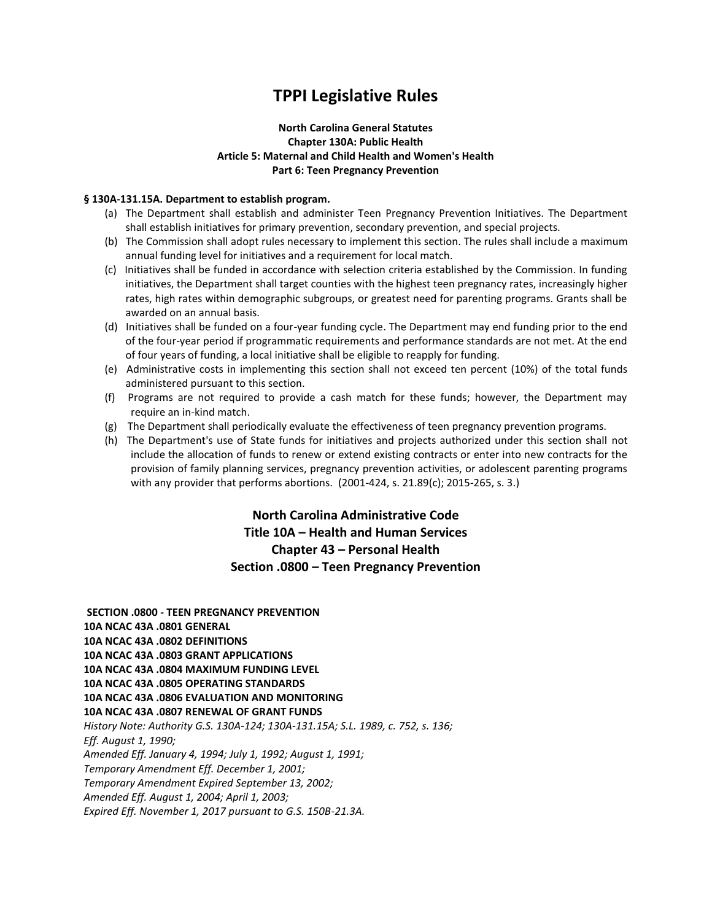# TPPI Legislative Rules

**North Carolina General Statutes**
**Chapter 130A: Public Health**
**Article 5: Maternal and Child Health and Women's Health**
**Part 6: Teen Pregnancy Prevention**

**§ 130A-131.15A. Department to establish program.**

(a) The Department shall establish and administer Teen Pregnancy Prevention Initiatives. The Department shall establish initiatives for primary prevention, secondary prevention, and special projects.

(b) The Commission shall adopt rules necessary to implement this section. The rules shall include a maximum annual funding level for initiatives and a requirement for local match.

(c) Initiatives shall be funded in accordance with selection criteria established by the Commission. In funding initiatives, the Department shall target counties with the highest teen pregnancy rates, increasingly higher rates, high rates within demographic subgroups, or greatest need for parenting programs. Grants shall be awarded on an annual basis.

(d) Initiatives shall be funded on a four-year funding cycle. The Department may end funding prior to the end of the four-year period if programmatic requirements and performance standards are not met. At the end of four years of funding, a local initiative shall be eligible to reapply for funding.

(e) Administrative costs in implementing this section shall not exceed ten percent (10%) of the total funds administered pursuant to this section.

(f) Programs are not required to provide a cash match for these funds; however, the Department may require an in-kind match.

(g) The Department shall periodically evaluate the effectiveness of teen pregnancy prevention programs.

(h) The Department's use of State funds for initiatives and projects authorized under this section shall not include the allocation of funds to renew or extend existing contracts or enter into new contracts for the provision of family planning services, pregnancy prevention activities, or adolescent parenting programs with any provider that performs abortions. (2001-424, s. 21.89(c); 2015-265, s. 3.)

## North Carolina Administrative Code
## Title 10A – Health and Human Services
## Chapter 43 – Personal Health
## Section .0800 – Teen Pregnancy Prevention

**SECTION .0800 - TEEN PREGNANCY PREVENTION**
**10A NCAC 43A .0801 GENERAL**
**10A NCAC 43A .0802 DEFINITIONS**
**10A NCAC 43A .0803 GRANT APPLICATIONS**
**10A NCAC 43A .0804 MAXIMUM FUNDING LEVEL**
**10A NCAC 43A .0805 OPERATING STANDARDS**
**10A NCAC 43A .0806 EVALUATION AND MONITORING**
**10A NCAC 43A .0807 RENEWAL OF GRANT FUNDS**

*History Note: Authority G.S. 130A-124; 130A-131.15A; S.L. 1989, c. 752, s. 136;*
*Eff. August 1, 1990;*
*Amended Eff. January 4, 1994; July 1, 1992; August 1, 1991;*
*Temporary Amendment Eff. December 1, 2001;*
*Temporary Amendment Expired September 13, 2002;*
*Amended Eff. August 1, 2004; April 1, 2003;*
*Expired Eff. November 1, 2017 pursuant to G.S. 150B-21.3A.*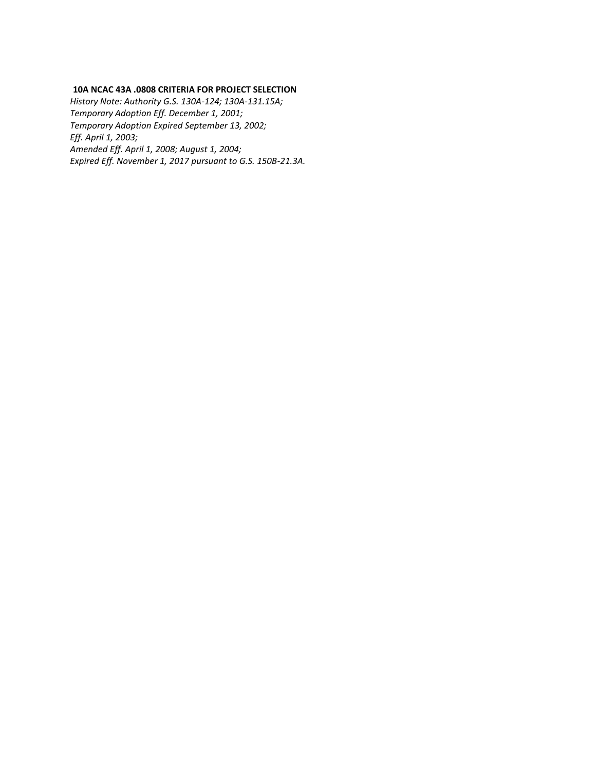**10A NCAC 43A .0808 CRITERIA FOR PROJECT SELECTION**

*History Note: Authority G.S. 130A-124; 130A-131.15A;*
*Temporary Adoption Eff. December 1, 2001;*
*Temporary Adoption Expired September 13, 2002;*
*Eff. April 1, 2003;*
*Amended Eff. April 1, 2008; August 1, 2004;*
*Expired Eff. November 1, 2017 pursuant to G.S. 150B-21.3A.*